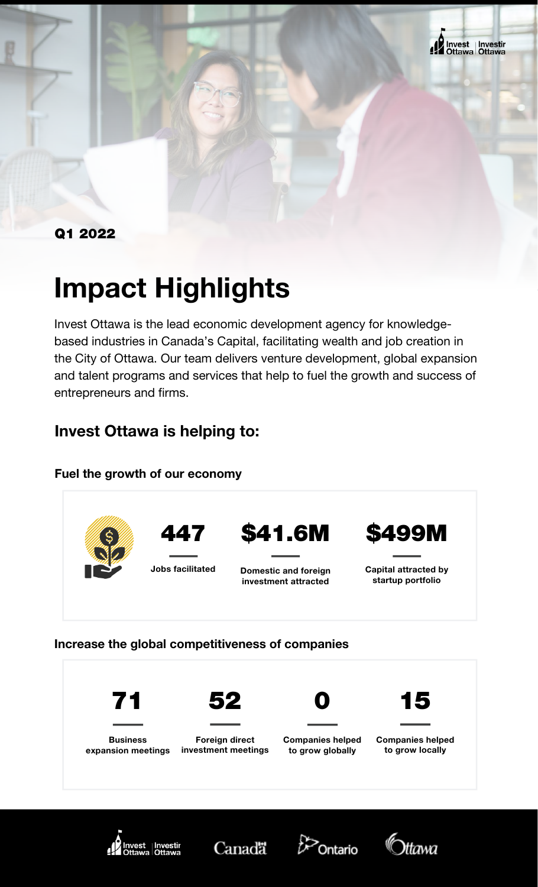Q1 2022

# Impact Highlights

Invest Ottawa is the lead economic development agency for knowledge-based industries in Canada's Capital, facilitating wealth and job creation in the City of Ottawa. Our team delivers venture development, global expansion and talent programs and services that help to fuel the growth and success of entrepreneurs and firms.

## Invest Ottawa is helping to:

### Fuel the growth of our economy

| 447 | $41.6M | $499M |
|---|---|---|
| Jobs facilitated | Domestic and foreign investment attracted | Capital attracted by startup portfolio |

### Increase the global competitiveness of companies

| 71 | 52 | 0 | 15 |
|---|---|---|---|
| Business expansion meetings | Foreign direct investment meetings | Companies helped to grow globally | Companies helped to grow locally |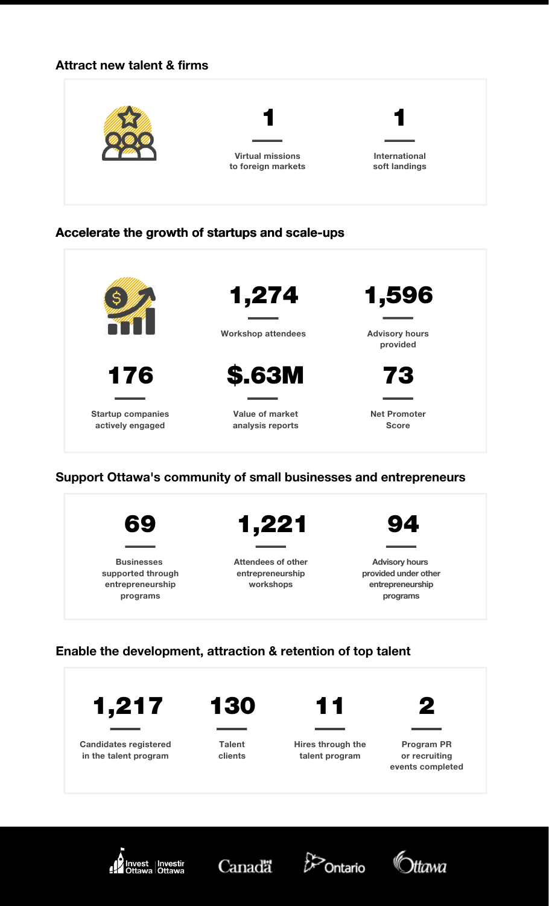## Attract new talent & firms

**1**
Virtual missions to foreign markets

**1**
International soft landings

## Accelerate the growth of startups and scale-ups

**1,274**
Workshop attendees

**1,596**
Advisory hours provided

**176**
Startup companies actively engaged

**$.63M**
Value of market analysis reports

**73**
Net Promoter Score

## Support Ottawa's community of small businesses and entrepreneurs

**69**
Businesses supported through entrepreneurship programs

**1,221**
Attendees of other entrepreneurship workshops

**94**
Advisory hours provided under other entrepreneurship programs

## Enable the development, attraction & retention of top talent

**1,217**
Candidates registered in the talent program

**130**
Talent clients

**11**
Hires through the talent program

**2**
Program PR or recruiting events completed

Invest Ottawa | Investir Ottawa
Canada
Ontario
Ottawa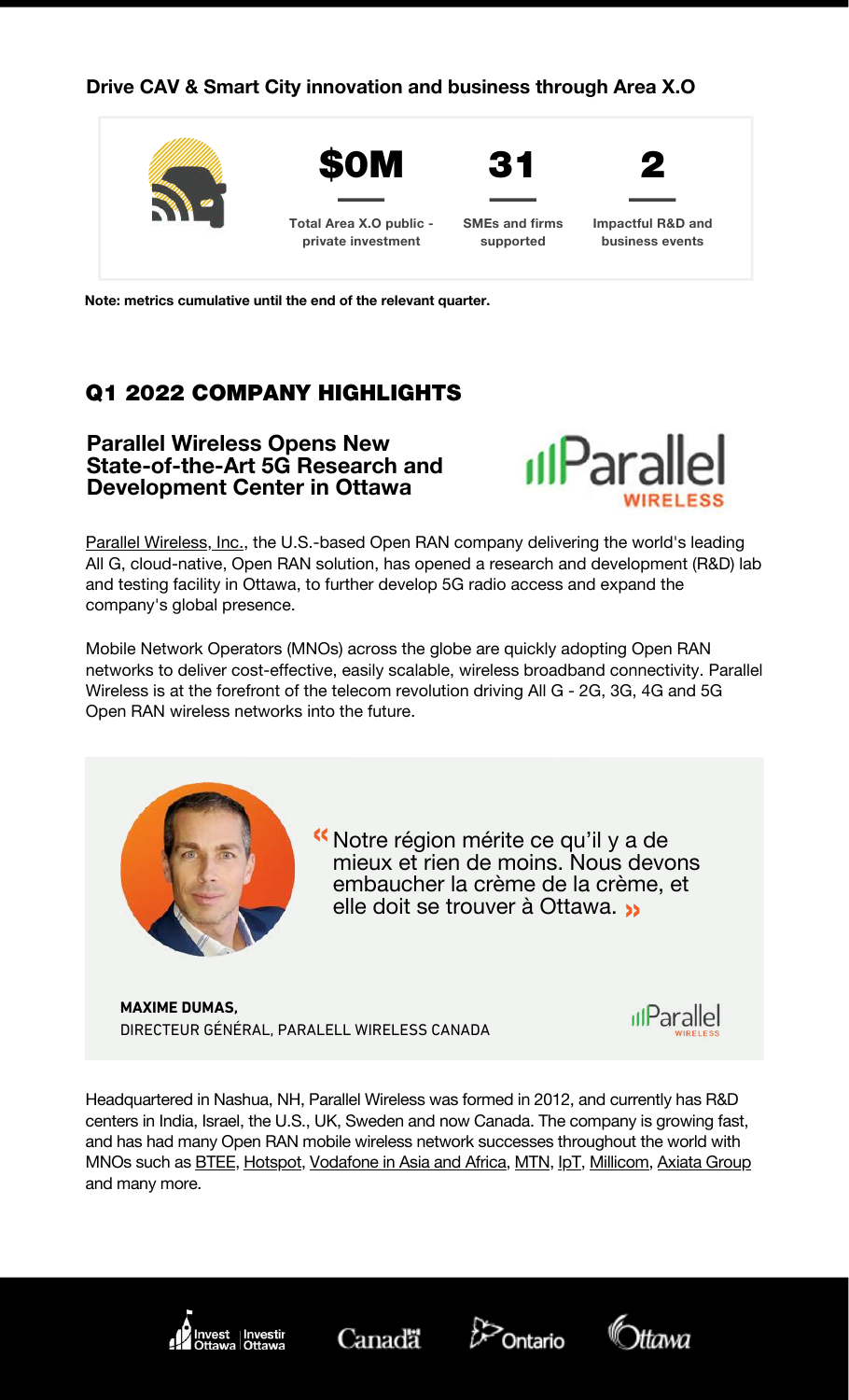**Drive CAV & Smart City innovation and business through Area X.O**

| $0M | 31 | 2 |
|---|---|---|
| Total Area X.O public - private investment | SMEs and firms supported | Impactful R&D and business events |

**Note: metrics cumulative until the end of the relevant quarter.**

## Q1 2022 COMPANY HIGHLIGHTS

### Parallel Wireless Opens New State-of-the-Art 5G Research and Development Center in Ottawa

Parallel Wireless, Inc., the U.S.-based Open RAN company delivering the world's leading All G, cloud-native, Open RAN solution, has opened a research and development (R&D) lab and testing facility in Ottawa, to further develop 5G radio access and expand the company's global presence.

Mobile Network Operators (MNOs) across the globe are quickly adopting Open RAN networks to deliver cost-effective, easily scalable, wireless broadband connectivity. Parallel Wireless is at the forefront of the telecom revolution driving All G - 2G, 3G, 4G and 5G Open RAN wireless networks into the future.

> « Notre région mérite ce qu'il y a de mieux et rien de moins. Nous devons embaucher la crème de la crème, et elle doit se trouver à Ottawa. »
>
> **MAXIME DUMAS,**
> DIRECTEUR GÉNÉRAL, PARALELL WIRELESS CANADA

Headquartered in Nashua, NH, Parallel Wireless was formed in 2012, and currently has R&D centers in India, Israel, the U.S., UK, Sweden and now Canada. The company is growing fast, and has had many Open RAN mobile wireless network successes throughout the world with MNOs such as BTEE, Hotspot, Vodafone in Asia and Africa, MTN, IpT, Millicom, Axiata Group and many more.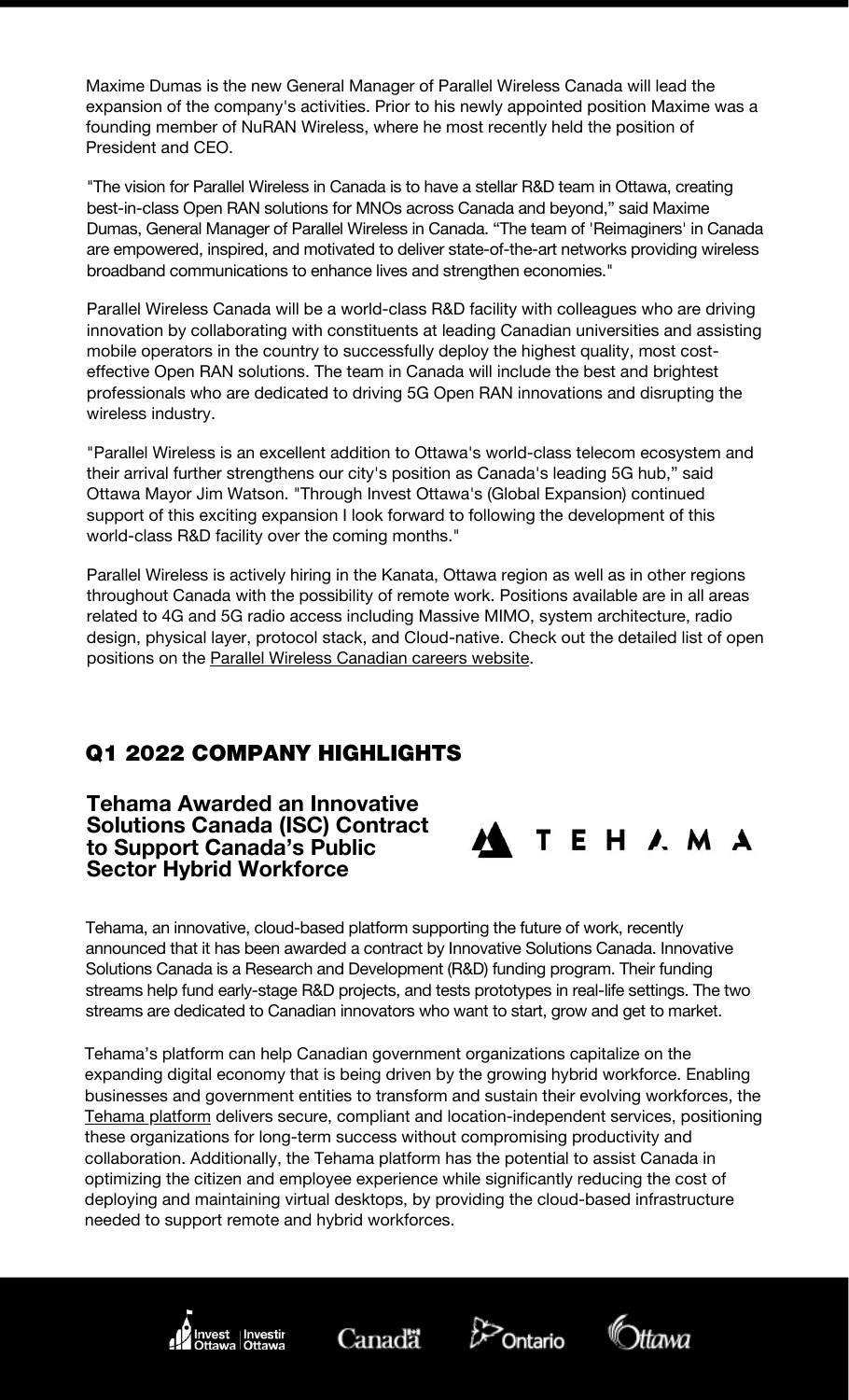Maxime Dumas is the new General Manager of Parallel Wireless Canada will lead the expansion of the company's activities. Prior to his newly appointed position Maxime was a founding member of NuRAN Wireless, where he most recently held the position of President and CEO.

"The vision for Parallel Wireless in Canada is to have a stellar R&D team in Ottawa, creating best-in-class Open RAN solutions for MNOs across Canada and beyond," said Maxime Dumas, General Manager of Parallel Wireless in Canada. "The team of 'Reimaginers' in Canada are empowered, inspired, and motivated to deliver state-of-the-art networks providing wireless broadband communications to enhance lives and strengthen economies."

Parallel Wireless Canada will be a world-class R&D facility with colleagues who are driving innovation by collaborating with constituents at leading Canadian universities and assisting mobile operators in the country to successfully deploy the highest quality, most cost-effective Open RAN solutions. The team in Canada will include the best and brightest professionals who are dedicated to driving 5G Open RAN innovations and disrupting the wireless industry.

"Parallel Wireless is an excellent addition to Ottawa's world-class telecom ecosystem and their arrival further strengthens our city's position as Canada's leading 5G hub," said Ottawa Mayor Jim Watson. "Through Invest Ottawa's (Global Expansion) continued support of this exciting expansion I look forward to following the development of this world-class R&D facility over the coming months."

Parallel Wireless is actively hiring in the Kanata, Ottawa region as well as in other regions throughout Canada with the possibility of remote work. Positions available are in all areas related to 4G and 5G radio access including Massive MIMO, system architecture, radio design, physical layer, protocol stack, and Cloud-native. Check out the detailed list of open positions on the Parallel Wireless Canadian careers website.

## Q1 2022 COMPANY HIGHLIGHTS

### Tehama Awarded an Innovative Solutions Canada (ISC) Contract to Support Canada's Public Sector Hybrid Workforce

TEHAMA

Tehama, an innovative, cloud-based platform supporting the future of work, recently announced that it has been awarded a contract by Innovative Solutions Canada. Innovative Solutions Canada is a Research and Development (R&D) funding program. Their funding streams help fund early-stage R&D projects, and tests prototypes in real-life settings. The two streams are dedicated to Canadian innovators who want to start, grow and get to market.

Tehama's platform can help Canadian government organizations capitalize on the expanding digital economy that is being driven by the growing hybrid workforce. Enabling businesses and government entities to transform and sustain their evolving workforces, the Tehama platform delivers secure, compliant and location-independent services, positioning these organizations for long-term success without compromising productivity and collaboration. Additionally, the Tehama platform has the potential to assist Canada in optimizing the citizen and employee experience while significantly reducing the cost of deploying and maintaining virtual desktops, by providing the cloud-based infrastructure needed to support remote and hybrid workforces.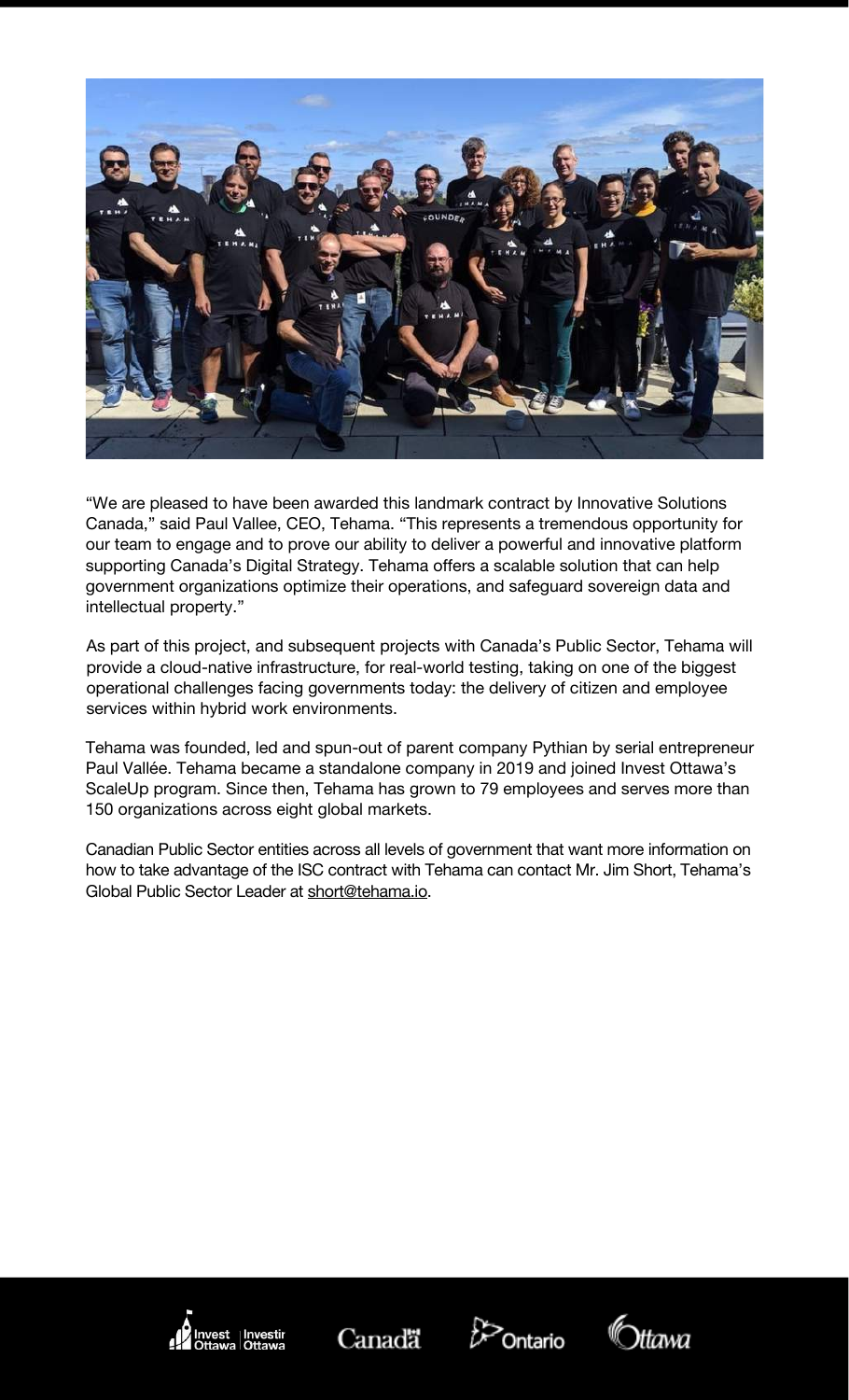"We are pleased to have been awarded this landmark contract by Innovative Solutions Canada," said Paul Vallee, CEO, Tehama. "This represents a tremendous opportunity for our team to engage and to prove our ability to deliver a powerful and innovative platform supporting Canada's Digital Strategy. Tehama offers a scalable solution that can help government organizations optimize their operations, and safeguard sovereign data and intellectual property."

As part of this project, and subsequent projects with Canada's Public Sector, Tehama will provide a cloud-native infrastructure, for real-world testing, taking on one of the biggest operational challenges facing governments today: the delivery of citizen and employee services within hybrid work environments.

Tehama was founded, led and spun-out of parent company Pythian by serial entrepreneur Paul Vallée. Tehama became a standalone company in 2019 and joined Invest Ottawa's ScaleUp program. Since then, Tehama has grown to 79 employees and serves more than 150 organizations across eight global markets.

Canadian Public Sector entities across all levels of government that want more information on how to take advantage of the ISC contract with Tehama can contact Mr. Jim Short, Tehama's Global Public Sector Leader at short@tehama.io.